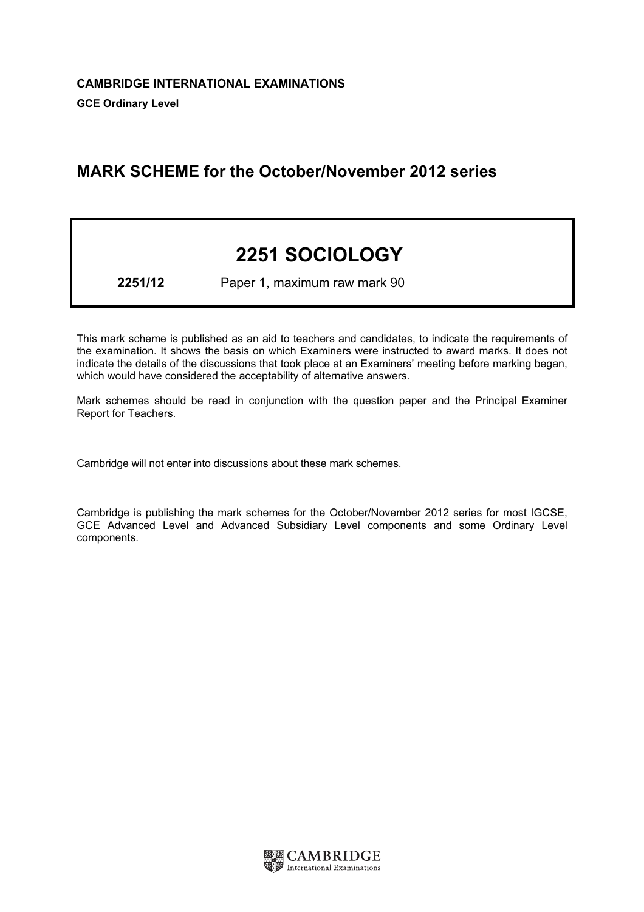**CAMBRIDGE INTERNATIONAL EXAMINATIONS**

**GCE Ordinary Level**

## MARK SCHEME for the October/November 2012 series

# 2251 SOCIOLOGY

**2251/12** Paper 1, maximum raw mark 90

This mark scheme is published as an aid to teachers and candidates, to indicate the requirements of the examination. It shows the basis on which Examiners were instructed to award marks. It does not indicate the details of the discussions that took place at an Examiners' meeting before marking began, which would have considered the acceptability of alternative answers.

Mark schemes should be read in conjunction with the question paper and the Principal Examiner Report for Teachers.

Cambridge will not enter into discussions about these mark schemes.

Cambridge is publishing the mark schemes for the October/November 2012 series for most IGCSE, GCE Advanced Level and Advanced Subsidiary Level components and some Ordinary Level components.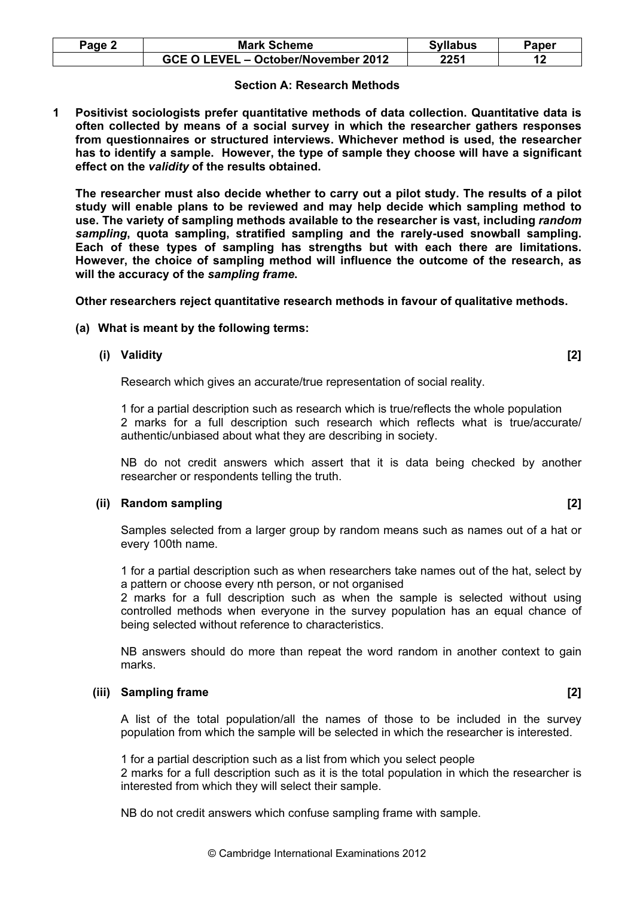## Section A: Research Methods

**1 Positivist sociologists prefer quantitative methods of data collection. Quantitative data is often collected by means of a social survey in which the researcher gathers responses from questionnaires or structured interviews. Whichever method is used, the researcher has to identify a sample. However, the type of sample they choose will have a significant effect on the *validity* of the results obtained.**

**The researcher must also decide whether to carry out a pilot study. The results of a pilot study will enable plans to be reviewed and may help decide which sampling method to use. The variety of sampling methods available to the researcher is vast, including *random sampling*, quota sampling, stratified sampling and the rarely-used snowball sampling. Each of these types of sampling has strengths but with each there are limitations. However, the choice of sampling method will influence the outcome of the research, as will the accuracy of the *sampling frame*.**

**Other researchers reject quantitative research methods in favour of qualitative methods.**

**(a) What is meant by the following terms:**

**(i) Validity [2]**

Research which gives an accurate/true representation of social reality.

1 for a partial description such as research which is true/reflects the whole population
2 marks for a full description such research which reflects what is true/accurate/authentic/unbiased about what they are describing in society.

NB do not credit answers which assert that it is data being checked by another researcher or respondents telling the truth.

**(ii) Random sampling [2]**

Samples selected from a larger group by random means such as names out of a hat or every 100th name.

1 for a partial description such as when researchers take names out of the hat, select by a pattern or choose every nth person, or not organised
2 marks for a full description such as when the sample is selected without using controlled methods when everyone in the survey population has an equal chance of being selected without reference to characteristics.

NB answers should do more than repeat the word random in another context to gain marks.

**(iii) Sampling frame [2]**

A list of the total population/all the names of those to be included in the survey population from which the sample will be selected in which the researcher is interested.

1 for a partial description such as a list from which you select people
2 marks for a full description such as it is the total population in which the researcher is interested from which they will select their sample.

NB do not credit answers which confuse sampling frame with sample.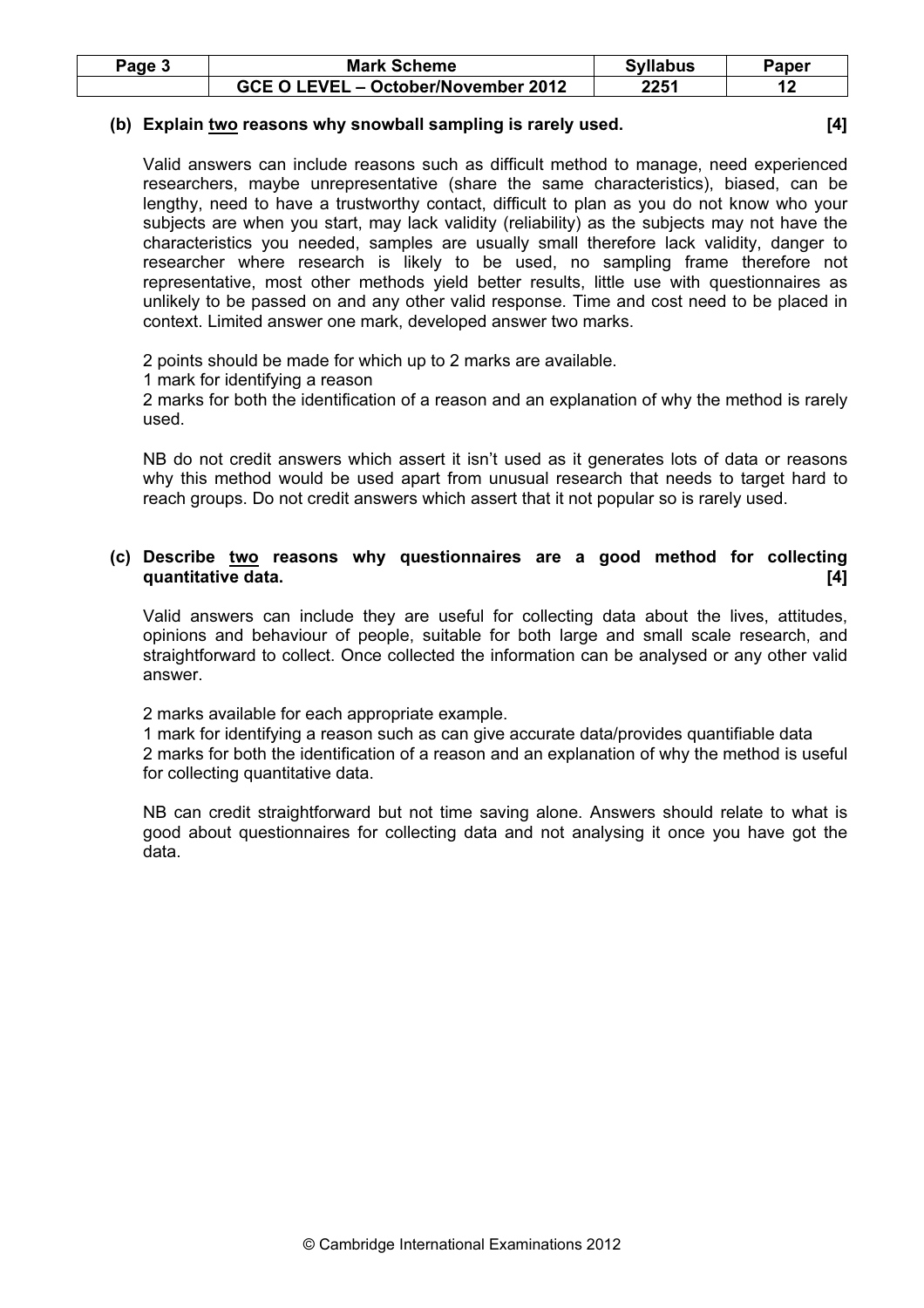**(b) Explain two reasons why snowball sampling is rarely used. [4]**

Valid answers can include reasons such as difficult method to manage, need experienced researchers, maybe unrepresentative (share the same characteristics), biased, can be lengthy, need to have a trustworthy contact, difficult to plan as you do not know who your subjects are when you start, may lack validity (reliability) as the subjects may not have the characteristics you needed, samples are usually small therefore lack validity, danger to researcher where research is likely to be used, no sampling frame therefore not representative, most other methods yield better results, little use with questionnaires as unlikely to be passed on and any other valid response. Time and cost need to be placed in context. Limited answer one mark, developed answer two marks.

2 points should be made for which up to 2 marks are available.
1 mark for identifying a reason
2 marks for both the identification of a reason and an explanation of why the method is rarely used.

NB do not credit answers which assert it isn't used as it generates lots of data or reasons why this method would be used apart from unusual research that needs to target hard to reach groups. Do not credit answers which assert that it not popular so is rarely used.

**(c) Describe two reasons why questionnaires are a good method for collecting quantitative data. [4]**

Valid answers can include they are useful for collecting data about the lives, attitudes, opinions and behaviour of people, suitable for both large and small scale research, and straightforward to collect. Once collected the information can be analysed or any other valid answer.

2 marks available for each appropriate example.
1 mark for identifying a reason such as can give accurate data/provides quantifiable data
2 marks for both the identification of a reason and an explanation of why the method is useful for collecting quantitative data.

NB can credit straightforward but not time saving alone. Answers should relate to what is good about questionnaires for collecting data and not analysing it once you have got the data.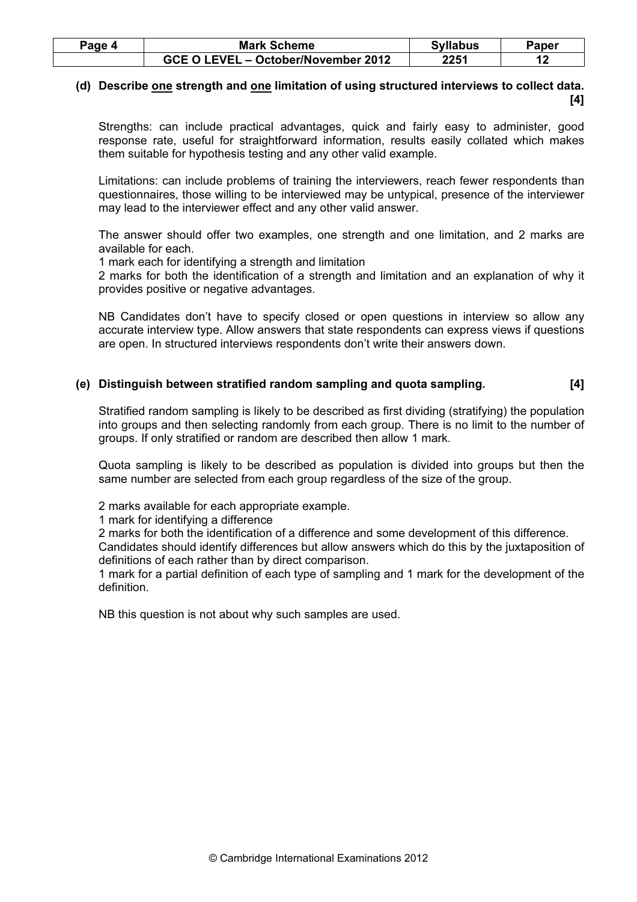**(d) Describe one strength and one limitation of using structured interviews to collect data. [4]**

Strengths: can include practical advantages, quick and fairly easy to administer, good response rate, useful for straightforward information, results easily collated which makes them suitable for hypothesis testing and any other valid example.

Limitations: can include problems of training the interviewers, reach fewer respondents than questionnaires, those willing to be interviewed may be untypical, presence of the interviewer may lead to the interviewer effect and any other valid answer.

The answer should offer two examples, one strength and one limitation, and 2 marks are available for each.
1 mark each for identifying a strength and limitation
2 marks for both the identification of a strength and limitation and an explanation of why it provides positive or negative advantages.

NB Candidates don't have to specify closed or open questions in interview so allow any accurate interview type. Allow answers that state respondents can express views if questions are open. In structured interviews respondents don't write their answers down.

**(e) Distinguish between stratified random sampling and quota sampling. [4]**

Stratified random sampling is likely to be described as first dividing (stratifying) the population into groups and then selecting randomly from each group. There is no limit to the number of groups. If only stratified or random are described then allow 1 mark.

Quota sampling is likely to be described as population is divided into groups but then the same number are selected from each group regardless of the size of the group.

2 marks available for each appropriate example.
1 mark for identifying a difference
2 marks for both the identification of a difference and some development of this difference.
Candidates should identify differences but allow answers which do this by the juxtaposition of definitions of each rather than by direct comparison.
1 mark for a partial definition of each type of sampling and 1 mark for the development of the definition.

NB this question is not about why such samples are used.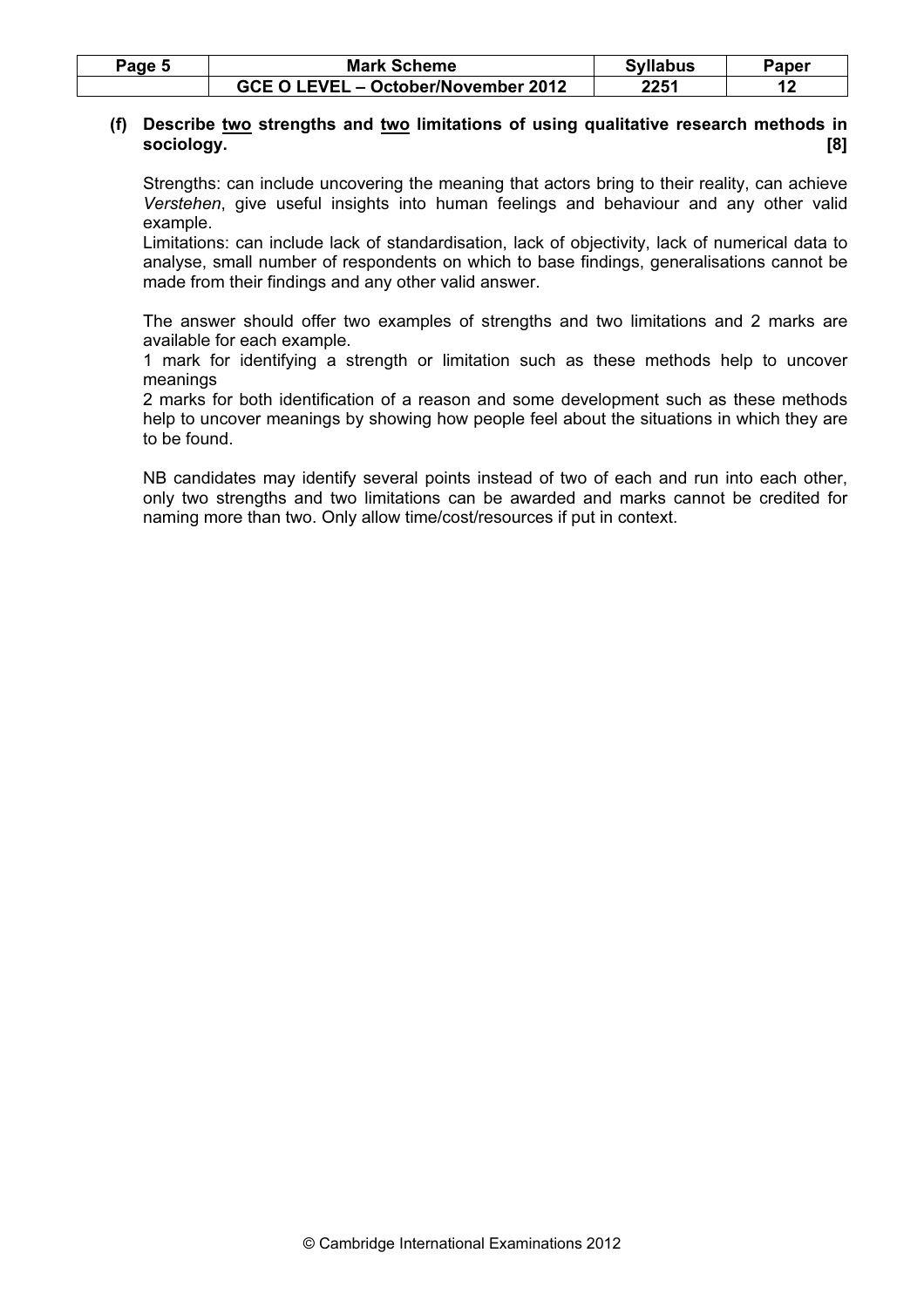**(f) Describe two strengths and two limitations of using qualitative research methods in sociology. [8]**

Strengths: can include uncovering the meaning that actors bring to their reality, can achieve *Verstehen*, give useful insights into human feelings and behaviour and any other valid example.

Limitations: can include lack of standardisation, lack of objectivity, lack of numerical data to analyse, small number of respondents on which to base findings, generalisations cannot be made from their findings and any other valid answer.

The answer should offer two examples of strengths and two limitations and 2 marks are available for each example.

1 mark for identifying a strength or limitation such as these methods help to uncover meanings

2 marks for both identification of a reason and some development such as these methods help to uncover meanings by showing how people feel about the situations in which they are to be found.

NB candidates may identify several points instead of two of each and run into each other, only two strengths and two limitations can be awarded and marks cannot be credited for naming more than two. Only allow time/cost/resources if put in context.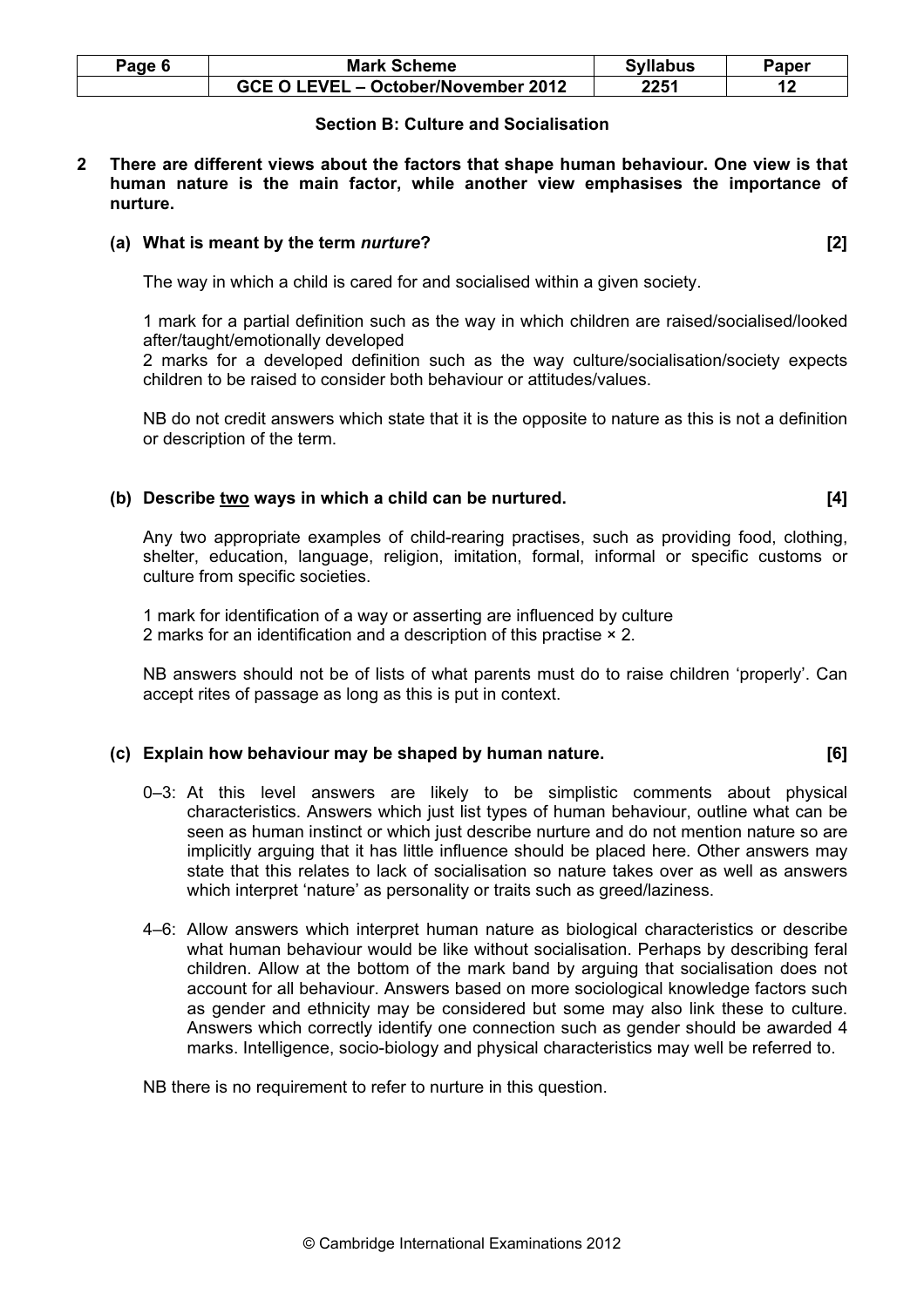### Section B: Culture and Socialisation

**2 There are different views about the factors that shape human behaviour. One view is that human nature is the main factor, while another view emphasises the importance of nurture.**

**(a) What is meant by the term *nurture*? [2]**

The way in which a child is cared for and socialised within a given society.

1 mark for a partial definition such as the way in which children are raised/socialised/looked after/taught/emotionally developed

2 marks for a developed definition such as the way culture/socialisation/society expects children to be raised to consider both behaviour or attitudes/values.

NB do not credit answers which state that it is the opposite to nature as this is not a definition or description of the term.

**(b) Describe <u>two</u> ways in which a child can be nurtured. [4]**

Any two appropriate examples of child-rearing practises, such as providing food, clothing, shelter, education, language, religion, imitation, formal, informal or specific customs or culture from specific societies.

1 mark for identification of a way or asserting are influenced by culture

2 marks for an identification and a description of this practise × 2.

NB answers should not be of lists of what parents must do to raise children 'properly'. Can accept rites of passage as long as this is put in context.

**(c) Explain how behaviour may be shaped by human nature. [6]**

0–3: At this level answers are likely to be simplistic comments about physical characteristics. Answers which just list types of human behaviour, outline what can be seen as human instinct or which just describe nurture and do not mention nature so are implicitly arguing that it has little influence should be placed here. Other answers may state that this relates to lack of socialisation so nature takes over as well as answers which interpret 'nature' as personality or traits such as greed/laziness.

4–6: Allow answers which interpret human nature as biological characteristics or describe what human behaviour would be like without socialisation. Perhaps by describing feral children. Allow at the bottom of the mark band by arguing that socialisation does not account for all behaviour. Answers based on more sociological knowledge factors such as gender and ethnicity may be considered but some may also link these to culture. Answers which correctly identify one connection such as gender should be awarded 4 marks. Intelligence, socio-biology and physical characteristics may well be referred to.

NB there is no requirement to refer to nurture in this question.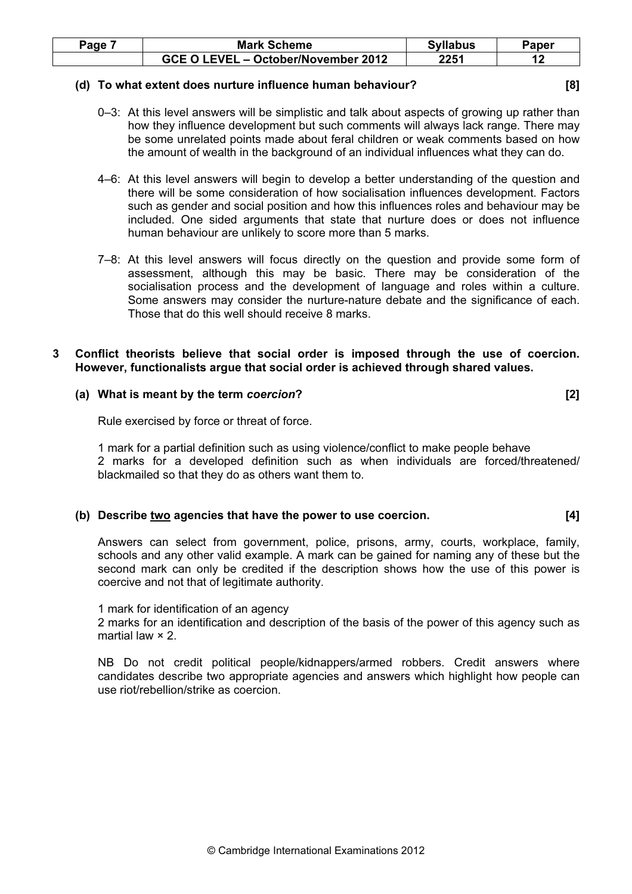**(d) To what extent does nurture influence human behaviour? [8]**

0–3: At this level answers will be simplistic and talk about aspects of growing up rather than how they influence development but such comments will always lack range. There may be some unrelated points made about feral children or weak comments based on how the amount of wealth in the background of an individual influences what they can do.

4–6: At this level answers will begin to develop a better understanding of the question and there will be some consideration of how socialisation influences development. Factors such as gender and social position and how this influences roles and behaviour may be included. One sided arguments that state that nurture does or does not influence human behaviour are unlikely to score more than 5 marks.

7–8: At this level answers will focus directly on the question and provide some form of assessment, although this may be basic. There may be consideration of the socialisation process and the development of language and roles within a culture. Some answers may consider the nurture-nature debate and the significance of each. Those that do this well should receive 8 marks.

**3 Conflict theorists believe that social order is imposed through the use of coercion. However, functionalists argue that social order is achieved through shared values.**

**(a) What is meant by the term *coercion*? [2]**

Rule exercised by force or threat of force.

1 mark for a partial definition such as using violence/conflict to make people behave
2 marks for a developed definition such as when individuals are forced/threatened/blackmailed so that they do as others want them to.

**(b) Describe <u>two</u> agencies that have the power to use coercion. [4]**

Answers can select from government, police, prisons, army, courts, workplace, family, schools and any other valid example. A mark can be gained for naming any of these but the second mark can only be credited if the description shows how the use of this power is coercive and not that of legitimate authority.

1 mark for identification of an agency
2 marks for an identification and description of the basis of the power of this agency such as martial law × 2.

NB Do not credit political people/kidnappers/armed robbers. Credit answers where candidates describe two appropriate agencies and answers which highlight how people can use riot/rebellion/strike as coercion.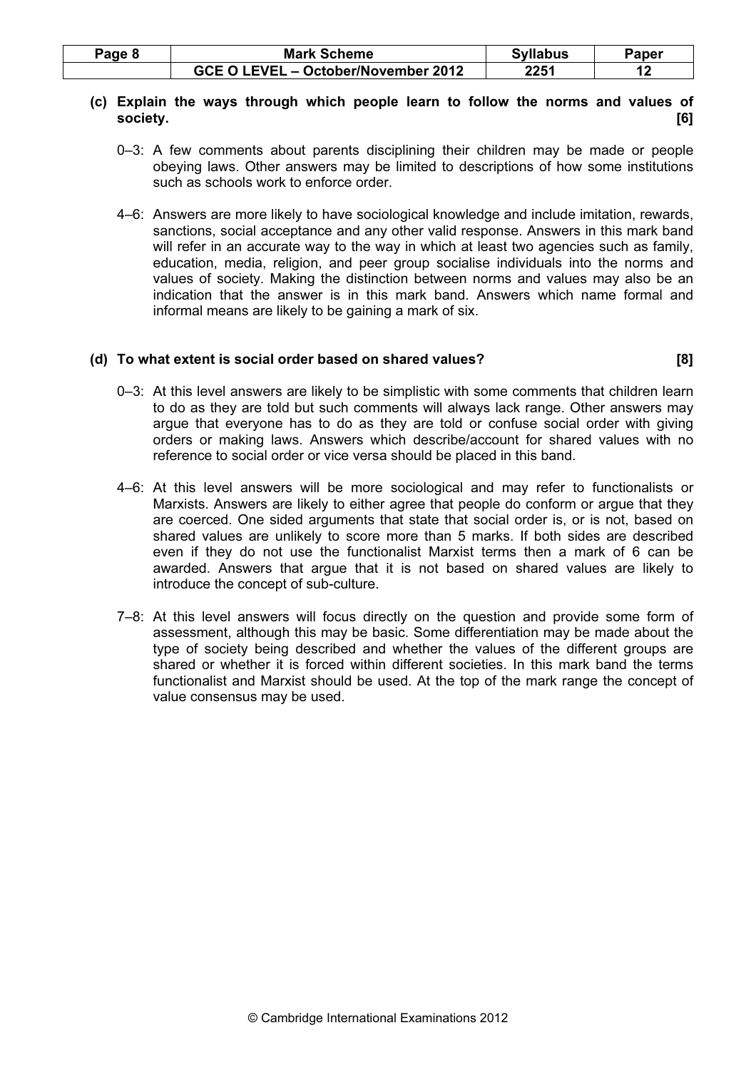**(c) Explain the ways through which people learn to follow the norms and values of society. [6]**

0–3: A few comments about parents disciplining their children may be made or people obeying laws. Other answers may be limited to descriptions of how some institutions such as schools work to enforce order.

4–6: Answers are more likely to have sociological knowledge and include imitation, rewards, sanctions, social acceptance and any other valid response. Answers in this mark band will refer in an accurate way to the way in which at least two agencies such as family, education, media, religion, and peer group socialise individuals into the norms and values of society. Making the distinction between norms and values may also be an indication that the answer is in this mark band. Answers which name formal and informal means are likely to be gaining a mark of six.

**(d) To what extent is social order based on shared values? [8]**

0–3: At this level answers are likely to be simplistic with some comments that children learn to do as they are told but such comments will always lack range. Other answers may argue that everyone has to do as they are told or confuse social order with giving orders or making laws. Answers which describe/account for shared values with no reference to social order or vice versa should be placed in this band.

4–6: At this level answers will be more sociological and may refer to functionalists or Marxists. Answers are likely to either agree that people do conform or argue that they are coerced. One sided arguments that state that social order is, or is not, based on shared values are unlikely to score more than 5 marks. If both sides are described even if they do not use the functionalist Marxist terms then a mark of 6 can be awarded. Answers that argue that it is not based on shared values are likely to introduce the concept of sub-culture.

7–8: At this level answers will focus directly on the question and provide some form of assessment, although this may be basic. Some differentiation may be made about the type of society being described and whether the values of the different groups are shared or whether it is forced within different societies. In this mark band the terms functionalist and Marxist should be used. At the top of the mark range the concept of value consensus may be used.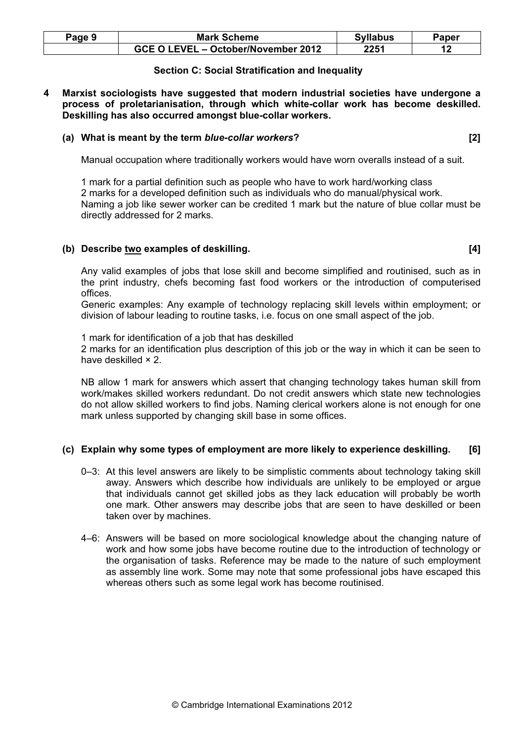## Section C: Social Stratification and Inequality

**4 Marxist sociologists have suggested that modern industrial societies have undergone a process of proletarianisation, through which white-collar work has become deskilled. Deskilling has also occurred amongst blue-collar workers.**

**(a) What is meant by the term *blue-collar workers*? [2]**

Manual occupation where traditionally workers would have worn overalls instead of a suit.

1 mark for a partial definition such as people who have to work hard/working class
2 marks for a developed definition such as individuals who do manual/physical work.
Naming a job like sewer worker can be credited 1 mark but the nature of blue collar must be directly addressed for 2 marks.

**(b) Describe two examples of deskilling. [4]**

Any valid examples of jobs that lose skill and become simplified and routinised, such as in the print industry, chefs becoming fast food workers or the introduction of computerised offices.
Generic examples: Any example of technology replacing skill levels within employment; or division of labour leading to routine tasks, i.e. focus on one small aspect of the job.

1 mark for identification of a job that has deskilled
2 marks for an identification plus description of this job or the way in which it can be seen to have deskilled × 2.

NB allow 1 mark for answers which assert that changing technology takes human skill from work/makes skilled workers redundant. Do not credit answers which state new technologies do not allow skilled workers to find jobs. Naming clerical workers alone is not enough for one mark unless supported by changing skill base in some offices.

**(c) Explain why some types of employment are more likely to experience deskilling. [6]**

0–3: At this level answers are likely to be simplistic comments about technology taking skill away. Answers which describe how individuals are unlikely to be employed or argue that individuals cannot get skilled jobs as they lack education will probably be worth one mark. Other answers may describe jobs that are seen to have deskilled or been taken over by machines.

4–6: Answers will be based on more sociological knowledge about the changing nature of work and how some jobs have become routine due to the introduction of technology or the organisation of tasks. Reference may be made to the nature of such employment as assembly line work. Some may note that some professional jobs have escaped this whereas others such as some legal work has become routinised.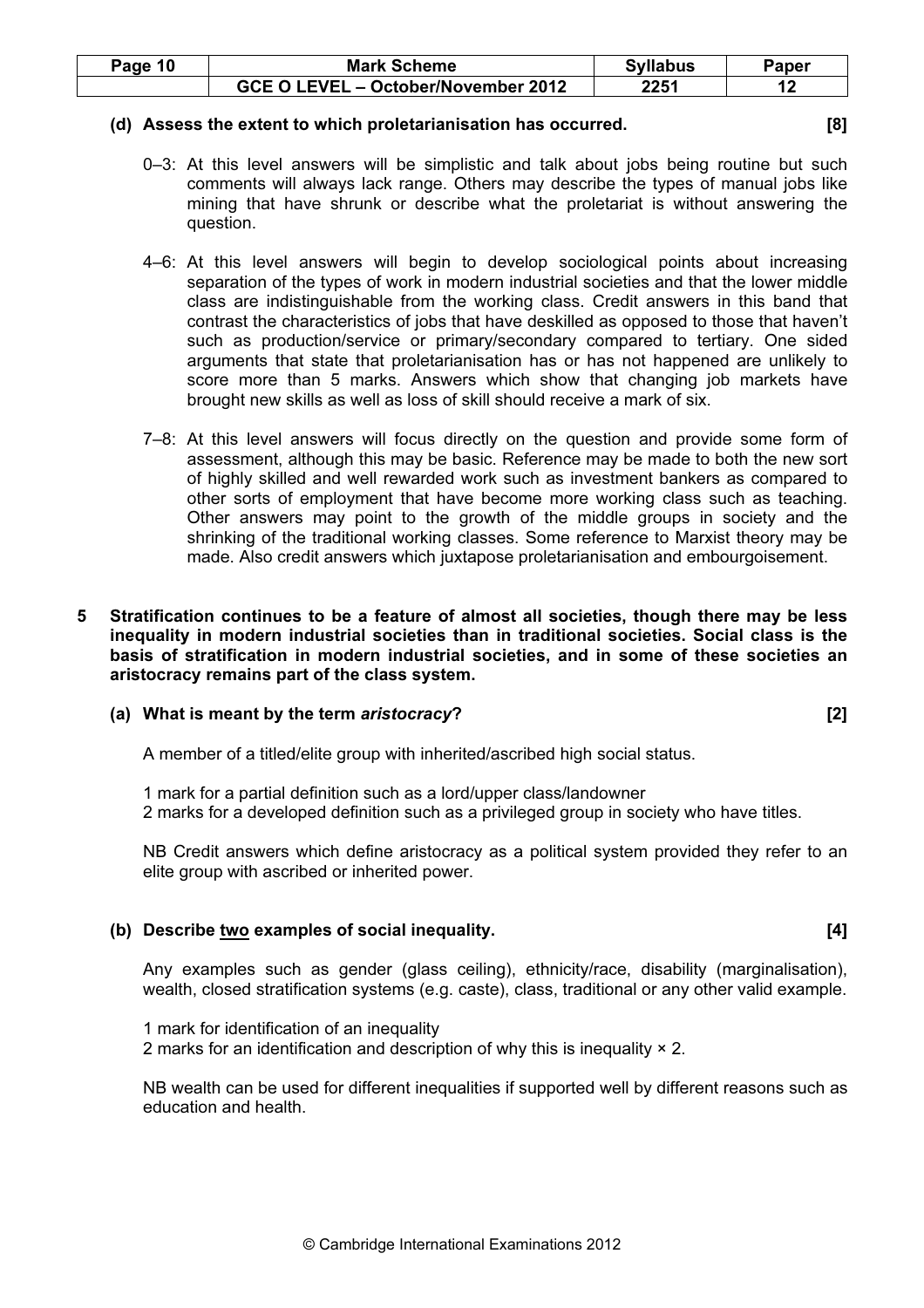**(d) Assess the extent to which proletarianisation has occurred. [8]**

0–3: At this level answers will be simplistic and talk about jobs being routine but such comments will always lack range. Others may describe the types of manual jobs like mining that have shrunk or describe what the proletariat is without answering the question.

4–6: At this level answers will begin to develop sociological points about increasing separation of the types of work in modern industrial societies and that the lower middle class are indistinguishable from the working class. Credit answers in this band that contrast the characteristics of jobs that have deskilled as opposed to those that haven't such as production/service or primary/secondary compared to tertiary. One sided arguments that state that proletarianisation has or has not happened are unlikely to score more than 5 marks. Answers which show that changing job markets have brought new skills as well as loss of skill should receive a mark of six.

7–8: At this level answers will focus directly on the question and provide some form of assessment, although this may be basic. Reference may be made to both the new sort of highly skilled and well rewarded work such as investment bankers as compared to other sorts of employment that have become more working class such as teaching. Other answers may point to the growth of the middle groups in society and the shrinking of the traditional working classes. Some reference to Marxist theory may be made. Also credit answers which juxtapose proletarianisation and embourgoisement.

**5 Stratification continues to be a feature of almost all societies, though there may be less inequality in modern industrial societies than in traditional societies. Social class is the basis of stratification in modern industrial societies, and in some of these societies an aristocracy remains part of the class system.**

**(a) What is meant by the term *aristocracy*? [2]**

A member of a titled/elite group with inherited/ascribed high social status.

1 mark for a partial definition such as a lord/upper class/landowner
2 marks for a developed definition such as a privileged group in society who have titles.

NB Credit answers which define aristocracy as a political system provided they refer to an elite group with ascribed or inherited power.

**(b) Describe two examples of social inequality. [4]**

Any examples such as gender (glass ceiling), ethnicity/race, disability (marginalisation), wealth, closed stratification systems (e.g. caste), class, traditional or any other valid example.

1 mark for identification of an inequality
2 marks for an identification and description of why this is inequality × 2.

NB wealth can be used for different inequalities if supported well by different reasons such as education and health.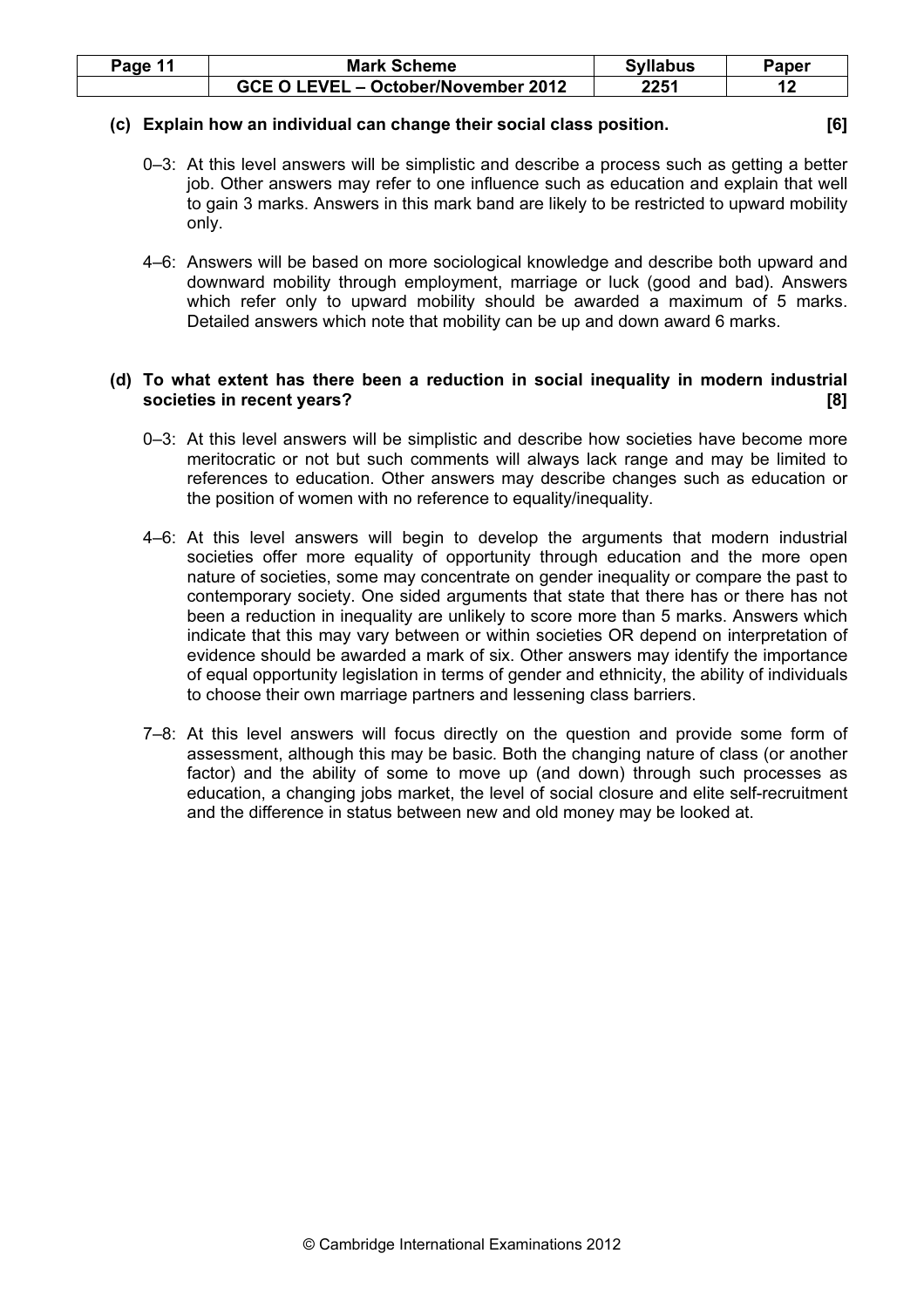**(c) Explain how an individual can change their social class position. [6]**

0–3: At this level answers will be simplistic and describe a process such as getting a better job. Other answers may refer to one influence such as education and explain that well to gain 3 marks. Answers in this mark band are likely to be restricted to upward mobility only.

4–6: Answers will be based on more sociological knowledge and describe both upward and downward mobility through employment, marriage or luck (good and bad). Answers which refer only to upward mobility should be awarded a maximum of 5 marks. Detailed answers which note that mobility can be up and down award 6 marks.

**(d) To what extent has there been a reduction in social inequality in modern industrial societies in recent years? [8]**

0–3: At this level answers will be simplistic and describe how societies have become more meritocratic or not but such comments will always lack range and may be limited to references to education. Other answers may describe changes such as education or the position of women with no reference to equality/inequality.

4–6: At this level answers will begin to develop the arguments that modern industrial societies offer more equality of opportunity through education and the more open nature of societies, some may concentrate on gender inequality or compare the past to contemporary society. One sided arguments that state that there has or there has not been a reduction in inequality are unlikely to score more than 5 marks. Answers which indicate that this may vary between or within societies OR depend on interpretation of evidence should be awarded a mark of six. Other answers may identify the importance of equal opportunity legislation in terms of gender and ethnicity, the ability of individuals to choose their own marriage partners and lessening class barriers.

7–8: At this level answers will focus directly on the question and provide some form of assessment, although this may be basic. Both the changing nature of class (or another factor) and the ability of some to move up (and down) through such processes as education, a changing jobs market, the level of social closure and elite self-recruitment and the difference in status between new and old money may be looked at.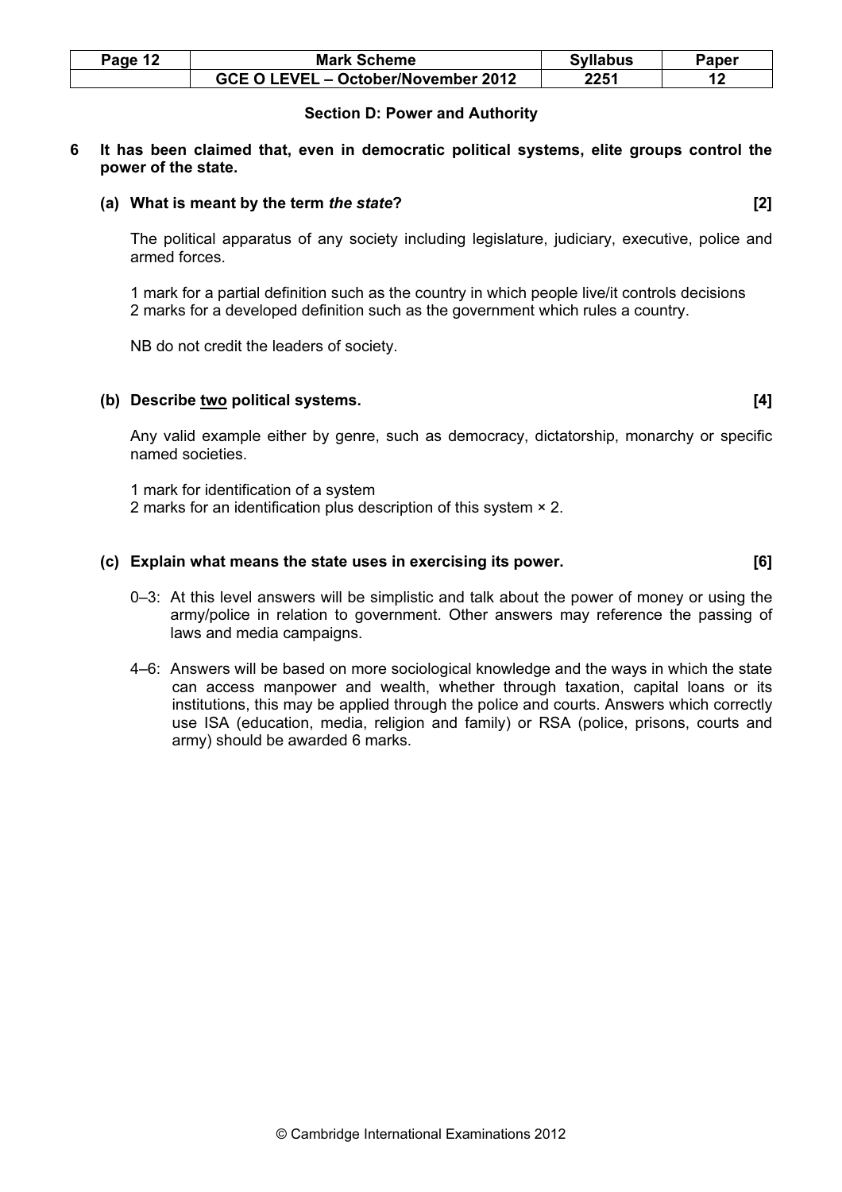## Section D: Power and Authority

**6 It has been claimed that, even in democratic political systems, elite groups control the power of the state.**

**(a) What is meant by the term *the state*? [2]**

The political apparatus of any society including legislature, judiciary, executive, police and armed forces.

1 mark for a partial definition such as the country in which people live/it controls decisions
2 marks for a developed definition such as the government which rules a country.

NB do not credit the leaders of society.

**(b) Describe two political systems. [4]**

Any valid example either by genre, such as democracy, dictatorship, monarchy or specific named societies.

1 mark for identification of a system
2 marks for an identification plus description of this system × 2.

**(c) Explain what means the state uses in exercising its power. [6]**

0–3: At this level answers will be simplistic and talk about the power of money or using the army/police in relation to government. Other answers may reference the passing of laws and media campaigns.

4–6: Answers will be based on more sociological knowledge and the ways in which the state can access manpower and wealth, whether through taxation, capital loans or its institutions, this may be applied through the police and courts. Answers which correctly use ISA (education, media, religion and family) or RSA (police, prisons, courts and army) should be awarded 6 marks.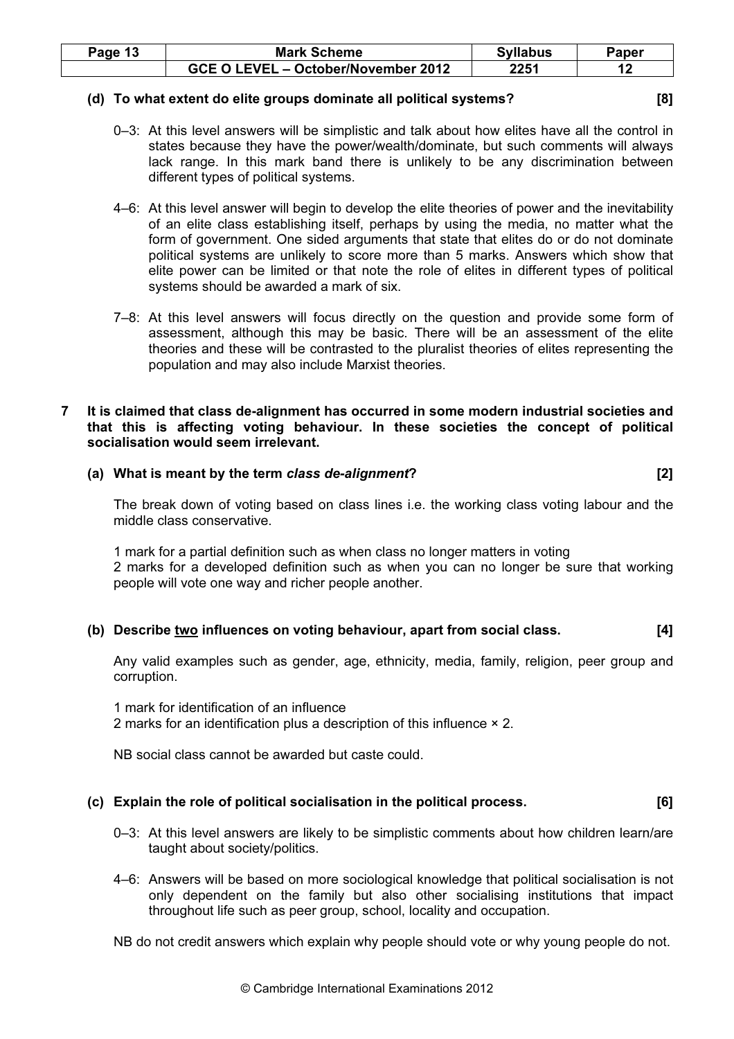**(d) To what extent do elite groups dominate all political systems? [8]**

0–3: At this level answers will be simplistic and talk about how elites have all the control in states because they have the power/wealth/dominate, but such comments will always lack range. In this mark band there is unlikely to be any discrimination between different types of political systems.

4–6: At this level answer will begin to develop the elite theories of power and the inevitability of an elite class establishing itself, perhaps by using the media, no matter what the form of government. One sided arguments that state that elites do or do not dominate political systems are unlikely to score more than 5 marks. Answers which show that elite power can be limited or that note the role of elites in different types of political systems should be awarded a mark of six.

7–8: At this level answers will focus directly on the question and provide some form of assessment, although this may be basic. There will be an assessment of the elite theories and these will be contrasted to the pluralist theories of elites representing the population and may also include Marxist theories.

**7 It is claimed that class de-alignment has occurred in some modern industrial societies and that this is affecting voting behaviour. In these societies the concept of political socialisation would seem irrelevant.**

**(a) What is meant by the term *class de-alignment*? [2]**

The break down of voting based on class lines i.e. the working class voting labour and the middle class conservative.

1 mark for a partial definition such as when class no longer matters in voting
2 marks for a developed definition such as when you can no longer be sure that working people will vote one way and richer people another.

**(b) Describe <u>two</u> influences on voting behaviour, apart from social class. [4]**

Any valid examples such as gender, age, ethnicity, media, family, religion, peer group and corruption.

1 mark for identification of an influence
2 marks for an identification plus a description of this influence × 2.

NB social class cannot be awarded but caste could.

**(c) Explain the role of political socialisation in the political process. [6]**

0–3: At this level answers are likely to be simplistic comments about how children learn/are taught about society/politics.

4–6: Answers will be based on more sociological knowledge that political socialisation is not only dependent on the family but also other socialising institutions that impact throughout life such as peer group, school, locality and occupation.

NB do not credit answers which explain why people should vote or why young people do not.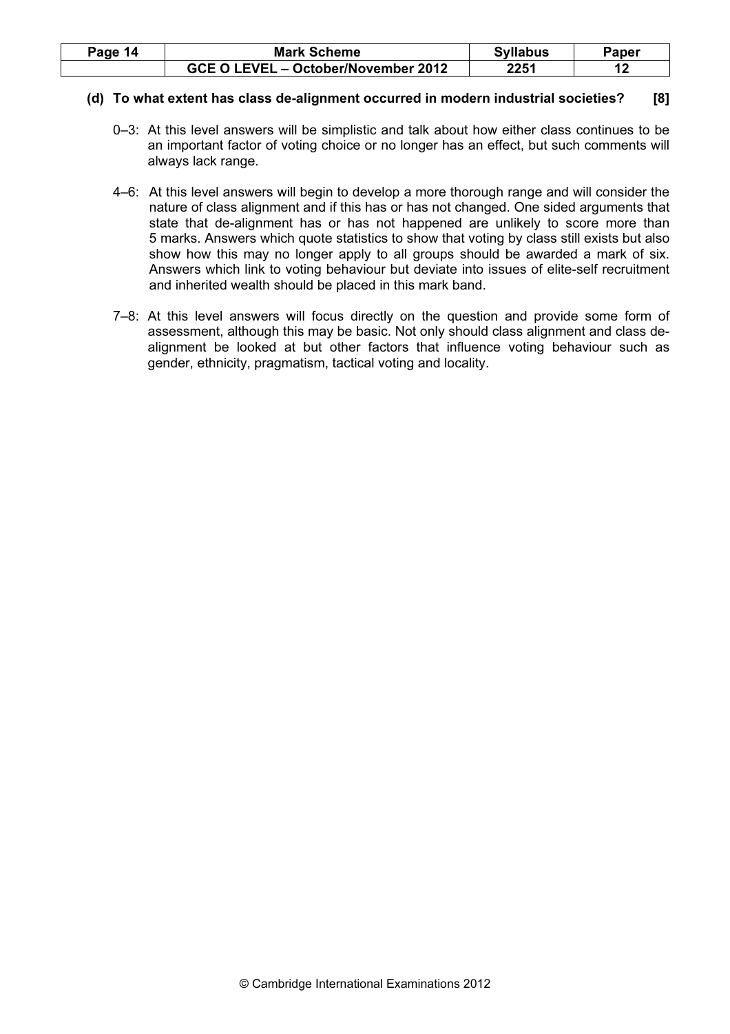**(d) To what extent has class de-alignment occurred in modern industrial societies? [8]**

0–3: At this level answers will be simplistic and talk about how either class continues to be an important factor of voting choice or no longer has an effect, but such comments will always lack range.

4–6: At this level answers will begin to develop a more thorough range and will consider the nature of class alignment and if this has or has not changed. One sided arguments that state that de-alignment has or has not happened are unlikely to score more than 5 marks. Answers which quote statistics to show that voting by class still exists but also show how this may no longer apply to all groups should be awarded a mark of six. Answers which link to voting behaviour but deviate into issues of elite-self recruitment and inherited wealth should be placed in this mark band.

7–8: At this level answers will focus directly on the question and provide some form of assessment, although this may be basic. Not only should class alignment and class de-alignment be looked at but other factors that influence voting behaviour such as gender, ethnicity, pragmatism, tactical voting and locality.